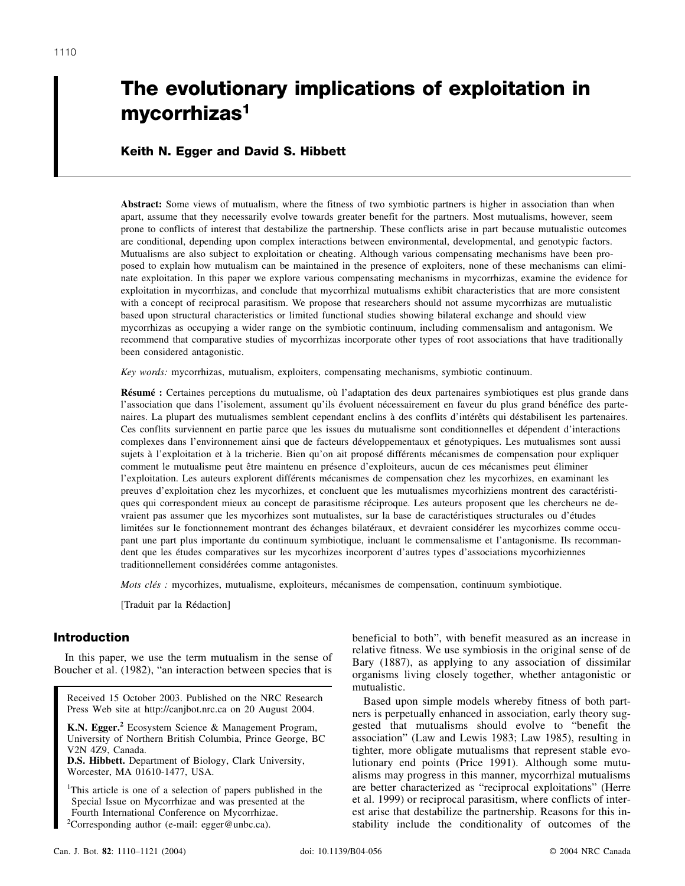# The evolutionary implications of exploitation in mycorrhizas[1]

**Keith N. Egger and David S. Hibbett**

**Abstract:** Some views of mutualism, where the fitness of two symbiotic partners is higher in association than when apart, assume that they necessarily evolve towards greater benefit for the partners. Most mutualisms, however, seem prone to conflicts of interest that destabilize the partnership. These conflicts arise in part because mutualistic outcomes are conditional, depending upon complex interactions between environmental, developmental, and genotypic factors. Mutualisms are also subject to exploitation or cheating. Although various compensating mechanisms have been proposed to explain how mutualism can be maintained in the presence of exploiters, none of these mechanisms can eliminate exploitation. In this paper we explore various compensating mechanisms in mycorrhizas, examine the evidence for exploitation in mycorrhizas, and conclude that mycorrhizal mutualisms exhibit characteristics that are more consistent with a concept of reciprocal parasitism. We propose that researchers should not assume mycorrhizas are mutualistic based upon structural characteristics or limited functional studies showing bilateral exchange and should view mycorrhizas as occupying a wider range on the symbiotic continuum, including commensalism and antagonism. We recommend that comparative studies of mycorrhizas incorporate other types of root associations that have traditionally been considered antagonistic.

*Key words:* mycorrhizas, mutualism, exploiters, compensating mechanisms, symbiotic continuum.

**Résumé :** Certaines perceptions du mutualisme, où l'adaptation des deux partenaires symbiotiques est plus grande dans l'association que dans l'isolement, assument qu'ils évoluent nécessairement en faveur du plus grand bénéfice des partenaires. La plupart des mutualismes semblent cependant enclins à des conflits d'intérêts qui déstabilisent les partenaires. Ces conflits surviennent en partie parce que les issues du mutualisme sont conditionnelles et dépendent d'interactions complexes dans l'environnement ainsi que de facteurs développementaux et génotypiques. Les mutualismes sont aussi sujets à l'exploitation et à la tricherie. Bien qu'on ait proposé différents mécanismes de compensation pour expliquer comment le mutualisme peut être maintenu en présence d'exploiteurs, aucun de ces mécanismes peut éliminer l'exploitation. Les auteurs explorent différents mécanismes de compensation chez les mycorhizes, en examinant les preuves d'exploitation chez les mycorhizes, et concluent que les mutualismes mycorhiziens montrent des caractéristiques qui correspondent mieux au concept de parasitisme réciproque. Les auteurs proposent que les chercheurs ne devraient pas assumer que les mycorhizes sont mutualistes, sur la base de caractéristiques structurales ou d'études limitées sur le fonctionnement montrant des échanges bilatéraux, et devraient considérer les mycorhizes comme occupant une part plus importante du continuum symbiotique, incluant le commensalisme et l'antagonisme. Ils recommandent que les études comparatives sur les mycorhizes incorporent d'autres types d'associations mycorhiziennes traditionnellement considérées comme antagonistes.

*Mots clés :* mycorhizes, mutualisme, exploiteurs, mécanismes de compensation, continuum symbiotique.

[Traduit par la Rédaction]

## Introduction

In this paper, we use the term mutualism in the sense of Boucher et al. (1982), "an interaction between species that is beneficial to both", with benefit measured as an increase in relative fitness. We use symbiosis in the original sense of de Bary (1887), as applying to any association of dissimilar organisms living closely together, whether antagonistic or mutualistic.

Based upon simple models whereby fitness of both partners is perpetually enhanced in association, early theory suggested that mutualisms should evolve to "benefit the association" (Law and Lewis 1983; Law 1985), resulting in tighter, more obligate mutualisms that represent stable evolutionary end points (Price 1991). Although some mutualisms may progress in this manner, mycorrhizal mutualisms are better characterized as "reciprocal exploitations" (Herre et al. 1999) or reciprocal parasitism, where conflicts of interest arise that destabilize the partnership. Reasons for this instability include the conditionality of outcomes of the

Received 15 October 2003. Published on the NRC Research Press Web site at http://canjbot.nrc.ca on 20 August 2004.

**K.N. Egger.**[2] Ecosystem Science & Management Program, University of Northern British Columbia, Prince George, BC V2N 4Z9, Canada.
**D.S. Hibbett.** Department of Biology, Clark University, Worcester, MA 01610-1477, USA.

[1]This article is one of a selection of papers published in the Special Issue on Mycorrhizae and was presented at the Fourth International Conference on Mycorrhizae.
[2]Corresponding author (e-mail: egger@unbc.ca).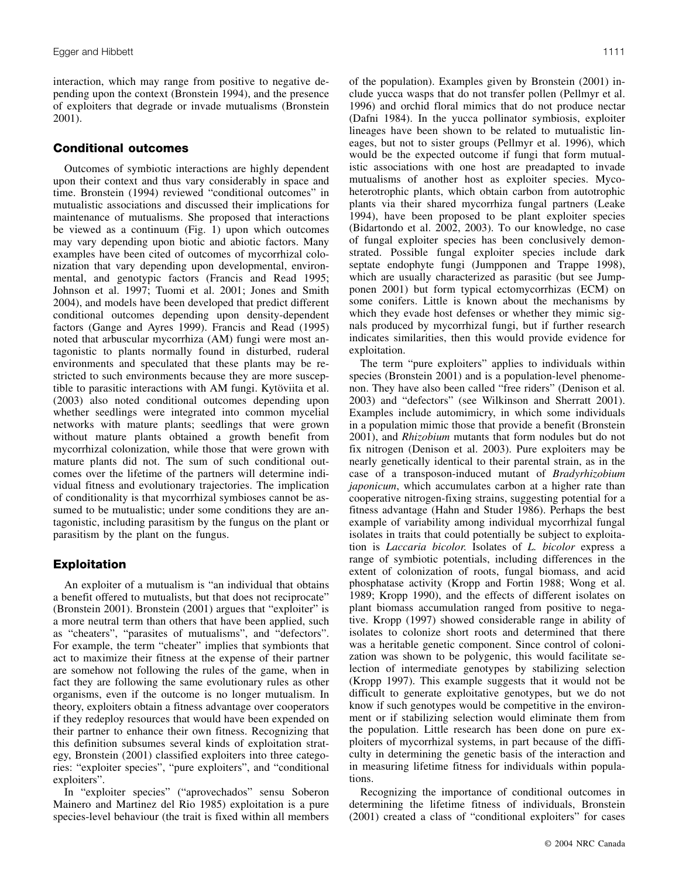interaction, which may range from positive to negative depending upon the context (Bronstein 1994), and the presence of exploiters that degrade or invade mutualisms (Bronstein 2001).

## Conditional outcomes

Outcomes of symbiotic interactions are highly dependent upon their context and thus vary considerably in space and time. Bronstein (1994) reviewed "conditional outcomes" in mutualistic associations and discussed their implications for maintenance of mutualisms. She proposed that interactions be viewed as a continuum (Fig. 1) upon which outcomes may vary depending upon biotic and abiotic factors. Many examples have been cited of outcomes of mycorrhizal colonization that vary depending upon developmental, environmental, and genotypic factors (Francis and Read 1995; Johnson et al. 1997; Tuomi et al. 2001; Jones and Smith 2004), and models have been developed that predict different conditional outcomes depending upon density-dependent factors (Gange and Ayres 1999). Francis and Read (1995) noted that arbuscular mycorrhiza (AM) fungi were most antagonistic to plants normally found in disturbed, ruderal environments and speculated that these plants may be restricted to such environments because they are more susceptible to parasitic interactions with AM fungi. Kytöviita et al. (2003) also noted conditional outcomes depending upon whether seedlings were integrated into common mycelial networks with mature plants; seedlings that were grown without mature plants obtained a growth benefit from mycorrhizal colonization, while those that were grown with mature plants did not. The sum of such conditional outcomes over the lifetime of the partners will determine individual fitness and evolutionary trajectories. The implication of conditionality is that mycorrhizal symbioses cannot be assumed to be mutualistic; under some conditions they are antagonistic, including parasitism by the fungus on the plant or parasitism by the plant on the fungus.

## Exploitation

An exploiter of a mutualism is "an individual that obtains a benefit offered to mutualists, but that does not reciprocate" (Bronstein 2001). Bronstein (2001) argues that "exploiter" is a more neutral term than others that have been applied, such as "cheaters", "parasites of mutualisms", and "defectors". For example, the term "cheater" implies that symbionts that act to maximize their fitness at the expense of their partner are somehow not following the rules of the game, when in fact they are following the same evolutionary rules as other organisms, even if the outcome is no longer mutualism. In theory, exploiters obtain a fitness advantage over cooperators if they redeploy resources that would have been expended on their partner to enhance their own fitness. Recognizing that this definition subsumes several kinds of exploitation strategy, Bronstein (2001) classified exploiters into three categories: "exploiter species", "pure exploiters", and "conditional exploiters".

In "exploiter species" ("aprovechados" sensu Soberon Mainero and Martinez del Rio 1985) exploitation is a pure species-level behaviour (the trait is fixed within all members of the population). Examples given by Bronstein (2001) include yucca wasps that do not transfer pollen (Pellmyr et al. 1996) and orchid floral mimics that do not produce nectar (Dafni 1984). In the yucca pollinator symbiosis, exploiter lineages have been shown to be related to mutualistic lineages, but not to sister groups (Pellmyr et al. 1996), which would be the expected outcome if fungi that form mutualistic associations with one host are preadapted to invade mutualisms of another host as exploiter species. Mycoheterotrophic plants, which obtain carbon from autotrophic plants via their shared mycorrhiza fungal partners (Leake 1994), have been proposed to be plant exploiter species (Bidartondo et al. 2002, 2003). To our knowledge, no case of fungal exploiter species has been conclusively demonstrated. Possible fungal exploiter species include dark septate endophyte fungi (Jumpponen and Trappe 1998), which are usually characterized as parasitic (but see Jumpponen 2001) but form typical ectomycorrhizas (ECM) on some conifers. Little is known about the mechanisms by which they evade host defenses or whether they mimic signals produced by mycorrhizal fungi, but if further research indicates similarities, then this would provide evidence for exploitation.

The term "pure exploiters" applies to individuals within species (Bronstein 2001) and is a population-level phenomenon. They have also been called "free riders" (Denison et al. 2003) and "defectors" (see Wilkinson and Sherratt 2001). Examples include automimicry, in which some individuals in a population mimic those that provide a benefit (Bronstein 2001), and *Rhizobium* mutants that form nodules but do not fix nitrogen (Denison et al. 2003). Pure exploiters may be nearly genetically identical to their parental strain, as in the case of a transposon-induced mutant of *Bradyrhizobium japonicum*, which accumulates carbon at a higher rate than cooperative nitrogen-fixing strains, suggesting potential for a fitness advantage (Hahn and Studer 1986). Perhaps the best example of variability among individual mycorrhizal fungal isolates in traits that could potentially be subject to exploitation is *Laccaria bicolor.* Isolates of *L. bicolor* express a range of symbiotic potentials, including differences in the extent of colonization of roots, fungal biomass, and acid phosphatase activity (Kropp and Fortin 1988; Wong et al. 1989; Kropp 1990), and the effects of different isolates on plant biomass accumulation ranged from positive to negative. Kropp (1997) showed considerable range in ability of isolates to colonize short roots and determined that there was a heritable genetic component. Since control of colonization was shown to be polygenic, this would facilitate selection of intermediate genotypes by stabilizing selection (Kropp 1997). This example suggests that it would not be difficult to generate exploitative genotypes, but we do not know if such genotypes would be competitive in the environment or if stabilizing selection would eliminate them from the population. Little research has been done on pure exploiters of mycorrhizal systems, in part because of the difficulty in determining the genetic basis of the interaction and in measuring lifetime fitness for individuals within populations.

Recognizing the importance of conditional outcomes in determining the lifetime fitness of individuals, Bronstein (2001) created a class of "conditional exploiters" for cases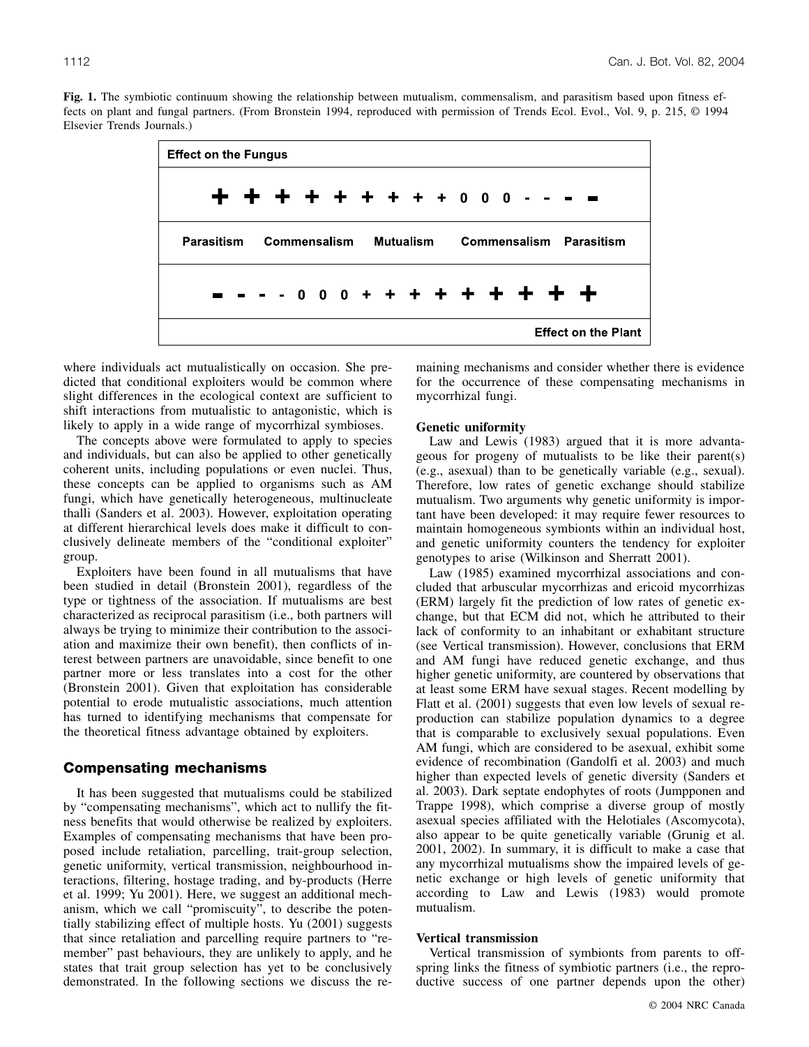**Fig. 1.** The symbiotic continuum showing the relationship between mutualism, commensalism, and parasitism based upon fitness effects on plant and fungal partners. (From Bronstein 1994, reproduced with permission of Trends Ecol. Evol., Vol. 9, p. 215, © 1994 Elsevier Trends Journals.)

| Effect on the Fungus |
|---|
| + + + + + + + + + 0 0 0 - - - - |
| Parasitism Commensalism Mutualism Commensalism Parasitism |
| - - - - 0 0 0 + + + + + + + + + |
| Effect on the Plant |

where individuals act mutualistically on occasion. She predicted that conditional exploiters would be common where slight differences in the ecological context are sufficient to shift interactions from mutualistic to antagonistic, which is likely to apply in a wide range of mycorrhizal symbioses.

The concepts above were formulated to apply to species and individuals, but can also be applied to other genetically coherent units, including populations or even nuclei. Thus, these concepts can be applied to organisms such as AM fungi, which have genetically heterogeneous, multinucleate thalli (Sanders et al. 2003). However, exploitation operating at different hierarchical levels does make it difficult to conclusively delineate members of the "conditional exploiter" group.

Exploiters have been found in all mutualisms that have been studied in detail (Bronstein 2001), regardless of the type or tightness of the association. If mutualisms are best characterized as reciprocal parasitism (i.e., both partners will always be trying to minimize their contribution to the association and maximize their own benefit), then conflicts of interest between partners are unavoidable, since benefit to one partner more or less translates into a cost for the other (Bronstein 2001). Given that exploitation has considerable potential to erode mutualistic associations, much attention has turned to identifying mechanisms that compensate for the theoretical fitness advantage obtained by exploiters.

## Compensating mechanisms

It has been suggested that mutualisms could be stabilized by "compensating mechanisms", which act to nullify the fitness benefits that would otherwise be realized by exploiters. Examples of compensating mechanisms that have been proposed include retaliation, parcelling, trait-group selection, genetic uniformity, vertical transmission, neighbourhood interactions, filtering, hostage trading, and by-products (Herre et al. 1999; Yu 2001). Here, we suggest an additional mechanism, which we call "promiscuity", to describe the potentially stabilizing effect of multiple hosts. Yu (2001) suggests that since retaliation and parcelling require partners to "remember" past behaviours, they are unlikely to apply, and he states that trait group selection has yet to be conclusively demonstrated. In the following sections we discuss the remaining mechanisms and consider whether there is evidence for the occurrence of these compensating mechanisms in mycorrhizal fungi.

### Genetic uniformity

Law and Lewis (1983) argued that it is more advantageous for progeny of mutualists to be like their parent(s) (e.g., asexual) than to be genetically variable (e.g., sexual). Therefore, low rates of genetic exchange should stabilize mutualism. Two arguments why genetic uniformity is important have been developed: it may require fewer resources to maintain homogeneous symbionts within an individual host, and genetic uniformity counters the tendency for exploiter genotypes to arise (Wilkinson and Sherratt 2001).

Law (1985) examined mycorrhizal associations and concluded that arbuscular mycorrhizas and ericoid mycorrhizas (ERM) largely fit the prediction of low rates of genetic exchange, but that ECM did not, which he attributed to their lack of conformity to an inhabitant or exhabitant structure (see Vertical transmission). However, conclusions that ERM and AM fungi have reduced genetic exchange, and thus higher genetic uniformity, are countered by observations that at least some ERM have sexual stages. Recent modelling by Flatt et al. (2001) suggests that even low levels of sexual reproduction can stabilize population dynamics to a degree that is comparable to exclusively sexual populations. Even AM fungi, which are considered to be asexual, exhibit some evidence of recombination (Gandolfi et al. 2003) and much higher than expected levels of genetic diversity (Sanders et al. 2003). Dark septate endophytes of roots (Jumpponen and Trappe 1998), which comprise a diverse group of mostly asexual species affiliated with the Helotiales (Ascomycota), also appear to be quite genetically variable (Grunig et al. 2001, 2002). In summary, it is difficult to make a case that any mycorrhizal mutualisms show the impaired levels of genetic exchange or high levels of genetic uniformity that according to Law and Lewis (1983) would promote mutualism.

### Vertical transmission

Vertical transmission of symbionts from parents to offspring links the fitness of symbiotic partners (i.e., the reproductive success of one partner depends upon the other)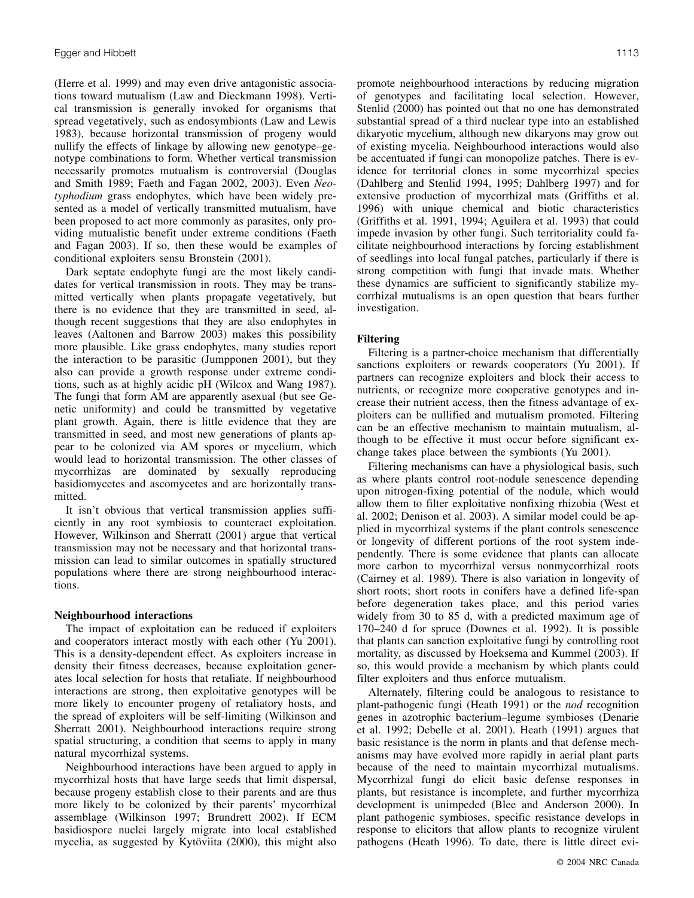(Herre et al. 1999) and may even drive antagonistic associations toward mutualism (Law and Dieckmann 1998). Vertical transmission is generally invoked for organisms that spread vegetatively, such as endosymbionts (Law and Lewis 1983), because horizontal transmission of progeny would nullify the effects of linkage by allowing new genotype–genotype combinations to form. Whether vertical transmission necessarily promotes mutualism is controversial (Douglas and Smith 1989; Faeth and Fagan 2002, 2003). Even *Neotyphodium* grass endophytes, which have been widely presented as a model of vertically transmitted mutualism, have been proposed to act more commonly as parasites, only providing mutualistic benefit under extreme conditions (Faeth and Fagan 2003). If so, then these would be examples of conditional exploiters sensu Bronstein (2001).

Dark septate endophyte fungi are the most likely candidates for vertical transmission in roots. They may be transmitted vertically when plants propagate vegetatively, but there is no evidence that they are transmitted in seed, although recent suggestions that they are also endophytes in leaves (Aaltonen and Barrow 2003) makes this possibility more plausible. Like grass endophytes, many studies report the interaction to be parasitic (Jumpponen 2001), but they also can provide a growth response under extreme conditions, such as at highly acidic pH (Wilcox and Wang 1987). The fungi that form AM are apparently asexual (but see Genetic uniformity) and could be transmitted by vegetative plant growth. Again, there is little evidence that they are transmitted in seed, and most new generations of plants appear to be colonized via AM spores or mycelium, which would lead to horizontal transmission. The other classes of mycorrhizas are dominated by sexually reproducing basidiomycetes and ascomycetes and are horizontally transmitted.

It isn't obvious that vertical transmission applies sufficiently in any root symbiosis to counteract exploitation. However, Wilkinson and Sherratt (2001) argue that vertical transmission may not be necessary and that horizontal transmission can lead to similar outcomes in spatially structured populations where there are strong neighbourhood interactions.

### Neighbourhood interactions

The impact of exploitation can be reduced if exploiters and cooperators interact mostly with each other (Yu 2001). This is a density-dependent effect. As exploiters increase in density their fitness decreases, because exploitation generates local selection for hosts that retaliate. If neighbourhood interactions are strong, then exploitative genotypes will be more likely to encounter progeny of retaliatory hosts, and the spread of exploiters will be self-limiting (Wilkinson and Sherratt 2001). Neighbourhood interactions require strong spatial structuring, a condition that seems to apply in many natural mycorrhizal systems.

Neighbourhood interactions have been argued to apply in mycorrhizal hosts that have large seeds that limit dispersal, because progeny establish close to their parents and are thus more likely to be colonized by their parents' mycorrhizal assemblage (Wilkinson 1997; Brundrett 2002). If ECM basidiospore nuclei largely migrate into local established mycelia, as suggested by Kytöviita (2000), this might also promote neighbourhood interactions by reducing migration of genotypes and facilitating local selection. However, Stenlid (2000) has pointed out that no one has demonstrated substantial spread of a third nuclear type into an established dikaryotic mycelium, although new dikaryons may grow out of existing mycelia. Neighbourhood interactions would also be accentuated if fungi can monopolize patches. There is evidence for territorial clones in some mycorrhizal species (Dahlberg and Stenlid 1994, 1995; Dahlberg 1997) and for extensive production of mycorrhizal mats (Griffiths et al. 1996) with unique chemical and biotic characteristics (Griffiths et al. 1991, 1994; Aguilera et al. 1993) that could impede invasion by other fungi. Such territoriality could facilitate neighbourhood interactions by forcing establishment of seedlings into local fungal patches, particularly if there is strong competition with fungi that invade mats. Whether these dynamics are sufficient to significantly stabilize mycorrhizal mutualisms is an open question that bears further investigation.

### Filtering

Filtering is a partner-choice mechanism that differentially sanctions exploiters or rewards cooperators (Yu 2001). If partners can recognize exploiters and block their access to nutrients, or recognize more cooperative genotypes and increase their nutrient access, then the fitness advantage of exploiters can be nullified and mutualism promoted. Filtering can be an effective mechanism to maintain mutualism, although to be effective it must occur before significant exchange takes place between the symbionts (Yu 2001).

Filtering mechanisms can have a physiological basis, such as where plants control root-nodule senescence depending upon nitrogen-fixing potential of the nodule, which would allow them to filter exploitative nonfixing rhizobia (West et al. 2002; Denison et al. 2003). A similar model could be applied in mycorrhizal systems if the plant controls senescence or longevity of different portions of the root system independently. There is some evidence that plants can allocate more carbon to mycorrhizal versus nonmycorrhizal roots (Cairney et al. 1989). There is also variation in longevity of short roots; short roots in conifers have a defined life-span before degeneration takes place, and this period varies widely from 30 to 85 d, with a predicted maximum age of 170–240 d for spruce (Downes et al. 1992). It is possible that plants can sanction explotative fungi by controlling root mortality, as discussed by Hoeksema and Kummel (2003). If so, this would provide a mechanism by which plants could filter exploiters and thus enforce mutualism.

Alternately, filtering could be analogous to resistance to plant-pathogenic fungi (Heath 1991) or the *nod* recognition genes in azotrophic bacterium–legume symbioses (Denarie et al. 1992; Debelle et al. 2001). Heath (1991) argues that basic resistance is the norm in plants and that defense mechanisms may have evolved more rapidly in aerial plant parts because of the need to maintain mycorrhizal mutualisms. Mycorrhizal fungi do elicit basic defense responses in plants, but resistance is incomplete, and further mycorrhiza development is unimpeded (Blee and Anderson 2000). In plant pathogenic symbioses, specific resistance develops in response to elicitors that allow plants to recognize virulent pathogens (Heath 1996). To date, there is little direct evi-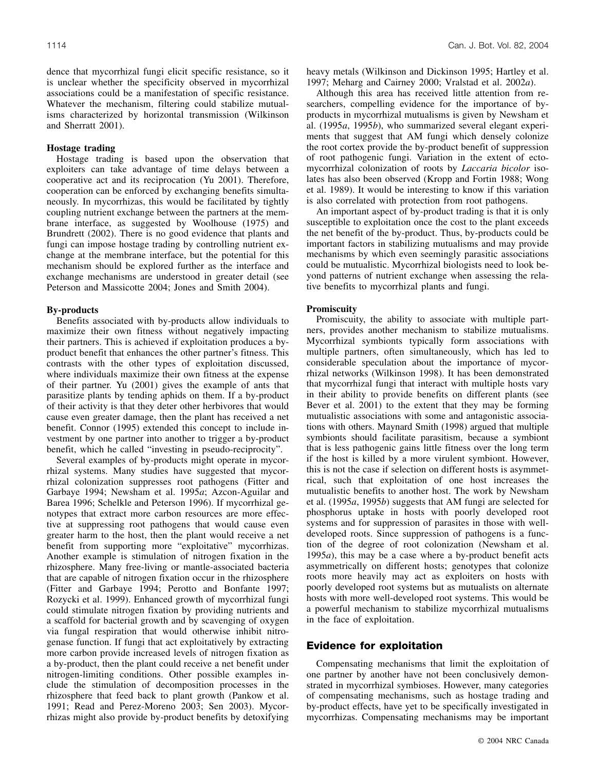dence that mycorrhizal fungi elicit specific resistance, so it is unclear whether the specificity observed in mycorrhizal associations could be a manifestation of specific resistance. Whatever the mechanism, filtering could stabilize mutualisms characterized by horizontal transmission (Wilkinson and Sherratt 2001).

### Hostage trading

Hostage trading is based upon the observation that exploiters can take advantage of time delays between a cooperative act and its reciprocation (Yu 2001). Therefore, cooperation can be enforced by exchanging benefits simultaneously. In mycorrhizas, this would be facilitated by tightly coupling nutrient exchange between the partners at the membrane interface, as suggested by Woolhouse (1975) and Brundrett (2002). There is no good evidence that plants and fungi can impose hostage trading by controlling nutrient exchange at the membrane interface, but the potential for this mechanism should be explored further as the interface and exchange mechanisms are understood in greater detail (see Peterson and Massicotte 2004; Jones and Smith 2004).

### By-products

Benefits associated with by-products allow individuals to maximize their own fitness without negatively impacting their partners. This is achieved if exploitation produces a by-product benefit that enhances the other partner's fitness. This contrasts with the other types of exploitation discussed, where individuals maximize their own fitness at the expense of their partner. Yu (2001) gives the example of ants that parasitize plants by tending aphids on them. If a by-product of their activity is that they deter other herbivores that would cause even greater damage, then the plant has received a net benefit. Connor (1995) extended this concept to include investment by one partner into another to trigger a by-product benefit, which he called "investing in pseudo-reciprocity".

Several examples of by-products might operate in mycorrhizal systems. Many studies have suggested that mycorrhizal colonization suppresses root pathogens (Fitter and Garbaye 1994; Newsham et al. 1995*a*; Azcon-Aguilar and Barea 1996; Schelkle and Peterson 1996). If mycorrhizal genotypes that extract more carbon resources are more effective at suppressing root pathogens that would cause even greater harm to the host, then the plant would receive a net benefit from supporting more "exploitative" mycorrhizas. Another example is stimulation of nitrogen fixation in the rhizosphere. Many free-living or mantle-associated bacteria that are capable of nitrogen fixation occur in the rhizosphere (Fitter and Garbaye 1994; Perotto and Bonfante 1997; Rozycki et al. 1999). Enhanced growth of mycorrhizal fungi could stimulate nitrogen fixation by providing nutrients and a scaffold for bacterial growth and by scavenging of oxygen via fungal respiration that would otherwise inhibit nitrogenase function. If fungi that act exploitatively by extracting more carbon provide increased levels of nitrogen fixation as a by-product, then the plant could receive a net benefit under nitrogen-limiting conditions. Other possible examples include the stimulation of decomposition processes in the rhizosphere that feed back to plant growth (Pankow et al. 1991; Read and Perez-Moreno 2003; Sen 2003). Mycorrhizas might also provide by-product benefits by detoxifying heavy metals (Wilkinson and Dickinson 1995; Hartley et al. 1997; Meharg and Cairney 2000; Vralstad et al. 2002*a*).

Although this area has received little attention from researchers, compelling evidence for the importance of by-products in mycorrhizal mutualisms is given by Newsham et al. (1995*a*, 1995*b*), who summarized several elegant experiments that suggest that AM fungi which densely colonize the root cortex provide the by-product benefit of suppression of root pathogenic fungi. Variation in the extent of ectomycorrhizal colonization of roots by *Laccaria bicolor* isolates has also been observed (Kropp and Fortin 1988; Wong et al. 1989). It would be interesting to know if this variation is also correlated with protection from root pathogens.

An important aspect of by-product trading is that it is only susceptible to exploitation once the cost to the plant exceeds the net benefit of the by-product. Thus, by-products could be important factors in stabilizing mutualisms and may provide mechanisms by which even seemingly parasitic associations could be mutualistic. Mycorrhizal biologists need to look beyond patterns of nutrient exchange when assessing the relative benefits to mycorrhizal plants and fungi.

### Promiscuity

Promiscuity, the ability to associate with multiple partners, provides another mechanism to stabilize mutualisms. Mycorrhizal symbionts typically form associations with multiple partners, often simultaneously, which has led to considerable speculation about the importance of mycorrhizal networks (Wilkinson 1998). It has been demonstrated that mycorrhizal fungi that interact with multiple hosts vary in their ability to provide benefits on different plants (see Bever et al. 2001) to the extent that they may be forming mutualistic associations with some and antagonistic associations with others. Maynard Smith (1998) argued that multiple symbionts should facilitate parasitism, because a symbiont that is less pathogenic gains little fitness over the long term if the host is killed by a more virulent symbiont. However, this is not the case if selection on different hosts is asymmetrical, such that exploitation of one host increases the mutualistic benefits to another host. The work by Newsham et al. (1995*a*, 1995*b*) suggests that AM fungi are selected for phosphorus uptake in hosts with poorly developed root systems and for suppression of parasites in those with well-developed roots. Since suppression of pathogens is a function of the degree of root colonization (Newsham et al. 1995*a*), this may be a case where a by-product benefit acts asymmetrically on different hosts; genotypes that colonize roots more heavily may act as exploiters on hosts with poorly developed root systems but as mutualists on alternate hosts with more well-developed root systems. This would be a powerful mechanism to stabilize mycorrhizal mutualisms in the face of exploitation.

## Evidence for exploitation

Compensating mechanisms that limit the exploitation of one partner by another have not been conclusively demonstrated in mycorrhizal symbioses. However, many categories of compensating mechanisms, such as hostage trading and by-product effects, have yet to be specifically investigated in mycorrhizas. Compensating mechanisms may be important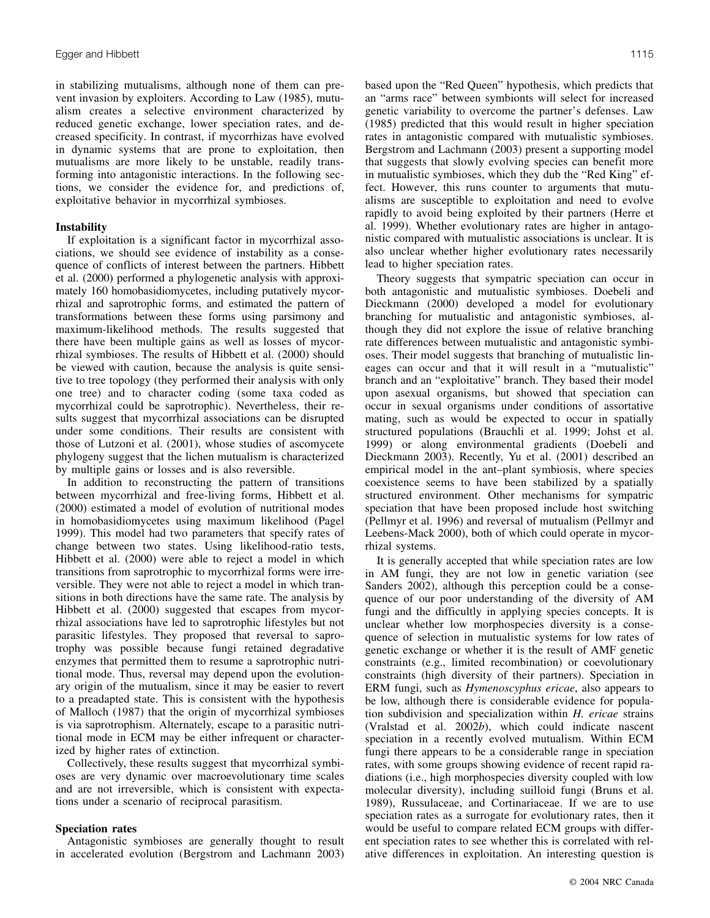in stabilizing mutualisms, although none of them can prevent invasion by exploiters. According to Law (1985), mutualism creates a selective environment characterized by reduced genetic exchange, lower speciation rates, and decreased specificity. In contrast, if mycorrhizas have evolved in dynamic systems that are prone to exploitation, then mutualisms are more likely to be unstable, readily transforming into antagonistic interactions. In the following sections, we consider the evidence for, and predictions of, exploitative behavior in mycorrhizal symbioses.

### Instability

If exploitation is a significant factor in mycorrhizal associations, we should see evidence of instability as a consequence of conflicts of interest between the partners. Hibbett et al. (2000) performed a phylogenetic analysis with approximately 160 homobasidiomycetes, including putatively mycorrhizal and saprotrophic forms, and estimated the pattern of transformations between these forms using parsimony and maximum-likelihood methods. The results suggested that there have been multiple gains as well as losses of mycorrhizal symbioses. The results of Hibbett et al. (2000) should be viewed with caution, because the analysis is quite sensitive to tree topology (they performed their analysis with only one tree) and to character coding (some taxa coded as mycorrhizal could be saprotrophic). Nevertheless, their results suggest that mycorrhizal associations can be disrupted under some conditions. Their results are consistent with those of Lutzoni et al. (2001), whose studies of ascomycete phylogeny suggest that the lichen mutualism is characterized by multiple gains or losses and is also reversible.

In addition to reconstructing the pattern of transitions between mycorrhizal and free-living forms, Hibbett et al. (2000) estimated a model of evolution of nutritional modes in homobasidiomycetes using maximum likelihood (Pagel 1999). This model had two parameters that specify rates of change between two states. Using likelihood-ratio tests, Hibbett et al. (2000) were able to reject a model in which transitions from saprotrophic to mycorrhizal forms were irreversible. They were not able to reject a model in which transitions in both directions have the same rate. The analysis by Hibbett et al. (2000) suggested that escapes from mycorrhizal associations have led to saprotrophic lifestyles but not parasitic lifestyles. They proposed that reversal to saprotrophy was possible because fungi retained degradative enzymes that permitted them to resume a saprotrophic nutritional mode. Thus, reversal may depend upon the evolutionary origin of the mutualism, since it may be easier to revert to a preadapted state. This is consistent with the hypothesis of Malloch (1987) that the origin of mycorrhizal symbioses is via saprotrophism. Alternately, escape to a parasitic nutritional mode in ECM may be either infrequent or characterized by higher rates of extinction.

Collectively, these results suggest that mycorrhizal symbioses are very dynamic over macroevolutionary time scales and are not irreversible, which is consistent with expectations under a scenario of reciprocal parasitism.

### Speciation rates

Antagonistic symbioses are generally thought to result in accelerated evolution (Bergstrom and Lachmann 2003) based upon the "Red Queen" hypothesis, which predicts that an "arms race" between symbionts will select for increased genetic variability to overcome the partner's defenses. Law (1985) predicted that this would result in higher speciation rates in antagonistic compared with mutualistic symbioses. Bergstrom and Lachmann (2003) present a supporting model that suggests that slowly evolving species can benefit more in mutualistic symbioses, which they dub the "Red King" effect. However, this runs counter to arguments that mutualisms are susceptible to exploitation and need to evolve rapidly to avoid being exploited by their partners (Herre et al. 1999). Whether evolutionary rates are higher in antagonistic compared with mutualistic associations is unclear. It is also unclear whether higher evolutionary rates necessarily lead to higher speciation rates.

Theory suggests that sympatric speciation can occur in both antagonistic and mutualistic symbioses. Doebeli and Dieckmann (2000) developed a model for evolutionary branching for mutualistic and antagonistic symbioses, although they did not explore the issue of relative branching rate differences between mutualistic and antagonistic symbioses. Their model suggests that branching of mutualistic lineages can occur and that it will result in a "mutualistic" branch and an "exploitative" branch. They based their model upon asexual organisms, but showed that speciation can occur in sexual organisms under conditions of assortative mating, such as would be expected to occur in spatially structured populations (Brauchli et al. 1999; Johst et al. 1999) or along environmental gradients (Doebeli and Dieckmann 2003). Recently, Yu et al. (2001) described an empirical model in the ant–plant symbiosis, where species coexistence seems to have been stabilized by a spatially structured environment. Other mechanisms for sympatric speciation that have been proposed include host switching (Pellmyr et al. 1996) and reversal of mutualism (Pellmyr and Leebens-Mack 2000), both of which could operate in mycorrhizal systems.

It is generally accepted that while speciation rates are low in AM fungi, they are not low in genetic variation (see Sanders 2002), although this perception could be a consequence of our poor understanding of the diversity of AM fungi and the difficultly in applying species concepts. It is unclear whether low morphospecies diversity is a consequence of selection in mutualistic systems for low rates of genetic exchange or whether it is the result of AMF genetic constraints (e.g., limited recombination) or coevolutionary constraints (high diversity of their partners). Speciation in ERM fungi, such as *Hymenoscyphus ericae*, also appears to be low, although there is considerable evidence for population subdivision and specialization within *H. ericae* strains (Vralstad et al. 2002*b*), which could indicate nascent speciation in a recently evolved mutualism. Within ECM fungi there appears to be a considerable range in speciation rates, with some groups showing evidence of recent rapid radiations (i.e., high morphospecies diversity coupled with low molecular diversity), including suilloid fungi (Bruns et al. 1989), Russulaceae, and Cortinariaceae. If we are to use speciation rates as a surrogate for evolutionary rates, then it would be useful to compare related ECM groups with different speciation rates to see whether this is correlated with relative differences in exploitation. An interesting question is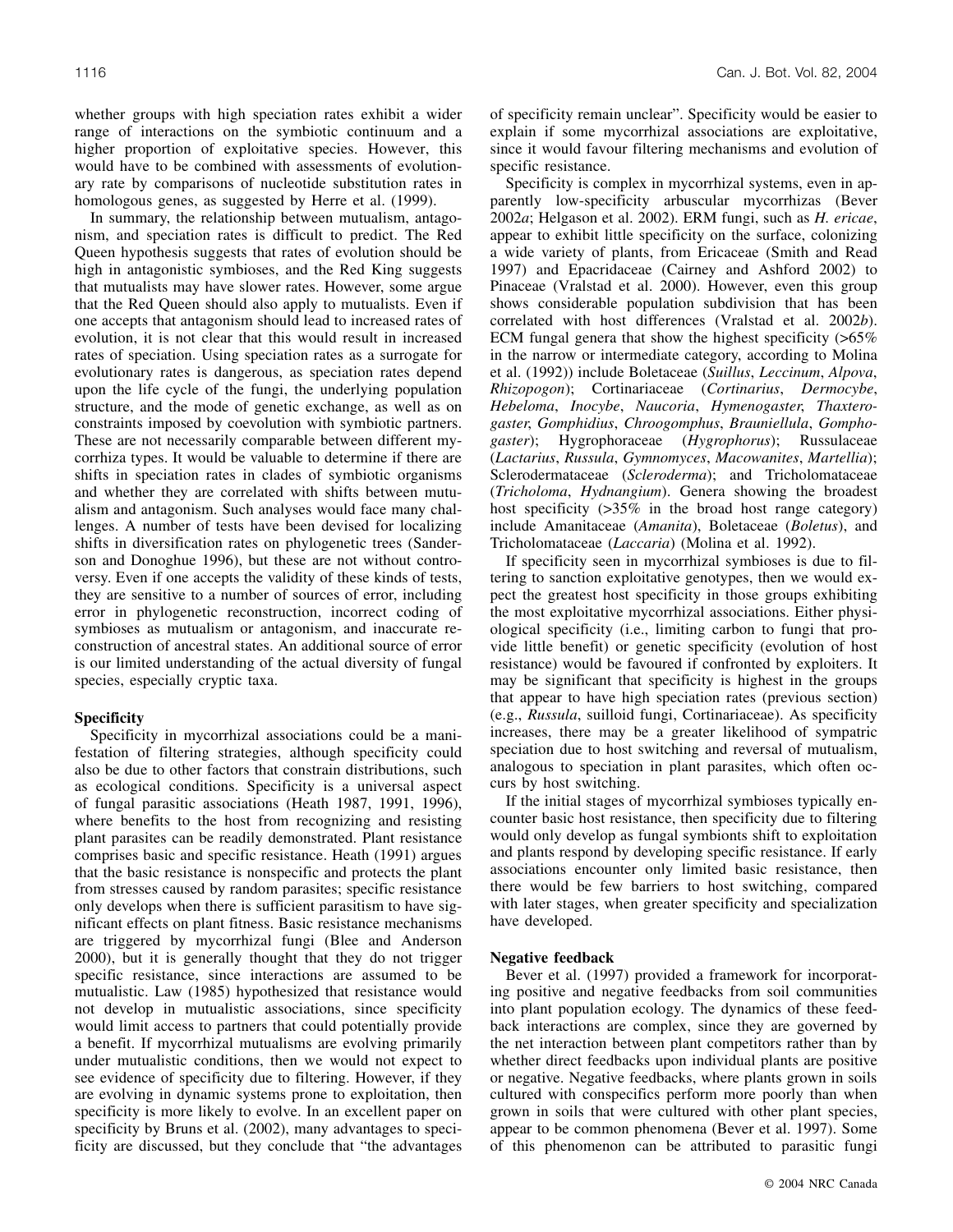whether groups with high speciation rates exhibit a wider range of interactions on the symbiotic continuum and a higher proportion of exploitative species. However, this would have to be combined with assessments of evolutionary rate by comparisons of nucleotide substitution rates in homologous genes, as suggested by Herre et al. (1999).

In summary, the relationship between mutualism, antagonism, and speciation rates is difficult to predict. The Red Queen hypothesis suggests that rates of evolution should be high in antagonistic symbioses, and the Red King suggests that mutualists may have slower rates. However, some argue that the Red Queen should also apply to mutualists. Even if one accepts that antagonism should lead to increased rates of evolution, it is not clear that this would result in increased rates of speciation. Using speciation rates as a surrogate for evolutionary rates is dangerous, as speciation rates depend upon the life cycle of the fungi, the underlying population structure, and the mode of genetic exchange, as well as on constraints imposed by coevolution with symbiotic partners. These are not necessarily comparable between different mycorrhiza types. It would be valuable to determine if there are shifts in speciation rates in clades of symbiotic organisms and whether they are correlated with shifts between mutualism and antagonism. Such analyses would face many challenges. A number of tests have been devised for localizing shifts in diversification rates on phylogenetic trees (Sanderson and Donoghue 1996), but these are not without controversy. Even if one accepts the validity of these kinds of tests, they are sensitive to a number of sources of error, including error in phylogenetic reconstruction, incorrect coding of symbioses as mutualism or antagonism, and inaccurate reconstruction of ancestral states. An additional source of error is our limited understanding of the actual diversity of fungal species, especially cryptic taxa.

### Specificity

Specificity in mycorrhizal associations could be a manifestation of filtering strategies, although specificity could also be due to other factors that constrain distributions, such as ecological conditions. Specificity is a universal aspect of fungal parasitic associations (Heath 1987, 1991, 1996), where benefits to the host from recognizing and resisting plant parasites can be readily demonstrated. Plant resistance comprises basic and specific resistance. Heath (1991) argues that the basic resistance is nonspecific and protects the plant from stresses caused by random parasites; specific resistance only develops when there is sufficient parasitism to have significant effects on plant fitness. Basic resistance mechanisms are triggered by mycorrhizal fungi (Blee and Anderson 2000), but it is generally thought that they do not trigger specific resistance, since interactions are assumed to be mutualistic. Law (1985) hypothesized that resistance would not develop in mutualistic associations, since specificity would limit access to partners that could potentially provide a benefit. If mycorrhizal mutualisms are evolving primarily under mutualistic conditions, then we would not expect to see evidence of specificity due to filtering. However, if they are evolving in dynamic systems prone to exploitation, then specificity is more likely to evolve. In an excellent paper on specificity by Bruns et al. (2002), many advantages to specificity are discussed, but they conclude that "the advantages of specificity remain unclear". Specificity would be easier to explain if some mycorrhizal associations are exploitative, since it would favour filtering mechanisms and evolution of specific resistance.

Specificity is complex in mycorrhizal systems, even in apparently low-specificity arbuscular mycorrhizas (Bever 2002*a*; Helgason et al. 2002). ERM fungi, such as *H. ericae*, appear to exhibit little specificity on the surface, colonizing a wide variety of plants, from Ericaceae (Smith and Read 1997) and Epacridaceae (Cairney and Ashford 2002) to Pinaceae (Vralstad et al. 2000). However, even this group shows considerable population subdivision that has been correlated with host differences (Vralstad et al. 2002*b*). ECM fungal genera that show the highest specificity (>65% in the narrow or intermediate category, according to Molina et al. (1992)) include Boletaceae (*Suillus*, *Leccinum*, *Alpova*, *Rhizopogon*); Cortinariaceae (*Cortinarius*, *Dermocybe*, *Hebeloma*, *Inocybe*, *Naucoria*, *Hymenogaster*, *Thaxterogaster*, *Gomphidius*, *Chroogomphus*, *Brauniellula*, *Gomphogaster*); Hygrophoraceae (*Hygrophorus*); Russulaceae (*Lactarius*, *Russula*, *Gymnomyces*, *Macowanites*, *Martellia*); Sclerodermataceae (*Scleroderma*); and Tricholomataceae (*Tricholoma*, *Hydnangium*). Genera showing the broadest host specificity (>35% in the broad host range category) include Amanitaceae (*Amanita*), Boletaceae (*Boletus*), and Tricholomataceae (*Laccaria*) (Molina et al. 1992).

If specificity seen in mycorrhizal symbioses is due to filtering to sanction exploitative genotypes, then we would expect the greatest host specificity in those groups exhibiting the most exploitative mycorrhizal associations. Either physiological specificity (i.e., limiting carbon to fungi that provide little benefit) or genetic specificity (evolution of host resistance) would be favoured if confronted by exploiters. It may be significant that specificity is highest in the groups that appear to have high speciation rates (previous section) (e.g., *Russula*, suilloid fungi, Cortinariaceae). As specificity increases, there may be a greater likelihood of sympatric speciation due to host switching and reversal of mutualism, analogous to speciation in plant parasites, which often occurs by host switching.

If the initial stages of mycorrhizal symbioses typically encounter basic host resistance, then specificity due to filtering would only develop as fungal symbionts shift to exploitation and plants respond by developing specific resistance. If early associations encounter only limited basic resistance, then there would be few barriers to host switching, compared with later stages, when greater specificity and specialization have developed.

### Negative feedback

Bever et al. (1997) provided a framework for incorporating positive and negative feedbacks from soil communities into plant population ecology. The dynamics of these feedback interactions are complex, since they are governed by the net interaction between plant competitors rather than by whether direct feedbacks upon individual plants are positive or negative. Negative feedbacks, where plants grown in soils cultured with conspecifics perform more poorly than when grown in soils that were cultured with other plant species, appear to be common phenomena (Bever et al. 1997). Some of this phenomenon can be attributed to parasitic fungi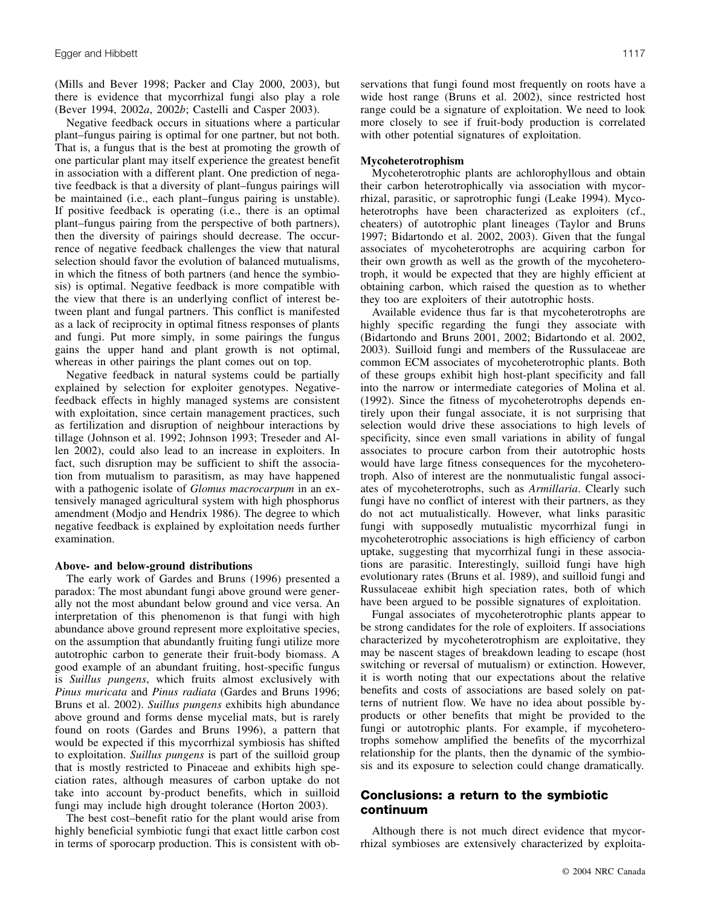(Mills and Bever 1998; Packer and Clay 2000, 2003), but there is evidence that mycorrhizal fungi also play a role (Bever 1994, 2002*a*, 2002*b*; Castelli and Casper 2003).

Negative feedback occurs in situations where a particular plant–fungus pairing is optimal for one partner, but not both. That is, a fungus that is the best at promoting the growth of one particular plant may itself experience the greatest benefit in association with a different plant. One prediction of negative feedback is that a diversity of plant–fungus pairings will be maintained (i.e., each plant–fungus pairing is unstable). If positive feedback is operating (i.e., there is an optimal plant–fungus pairing from the perspective of both partners), then the diversity of pairings should decrease. The occurrence of negative feedback challenges the view that natural selection should favor the evolution of balanced mutualisms, in which the fitness of both partners (and hence the symbiosis) is optimal. Negative feedback is more compatible with the view that there is an underlying conflict of interest between plant and fungal partners. This conflict is manifested as a lack of reciprocity in optimal fitness responses of plants and fungi. Put more simply, in some pairings the fungus gains the upper hand and plant growth is not optimal, whereas in other pairings the plant comes out on top.

Negative feedback in natural systems could be partially explained by selection for exploiter genotypes. Negative-feedback effects in highly managed systems are consistent with exploitation, since certain management practices, such as fertilization and disruption of neighbour interactions by tillage (Johnson et al. 1992; Johnson 1993; Treseder and Allen 2002), could also lead to an increase in exploiters. In fact, such disruption may be sufficient to shift the association from mutualism to parasitism, as may have happened with a pathogenic isolate of *Glomus macrocarpum* in an extensively managed agricultural system with high phosphorus amendment (Modjo and Hendrix 1986). The degree to which negative feedback is explained by exploitation needs further examination.

### Above- and below-ground distributions

The early work of Gardes and Bruns (1996) presented a paradox: The most abundant fungi above ground were generally not the most abundant below ground and vice versa. An interpretation of this phenomenon is that fungi with high abundance above ground represent more exploitative species, on the assumption that abundantly fruiting fungi utilize more autotrophic carbon to generate their fruit-body biomass. A good example of an abundant fruiting, host-specific fungus is *Suillus pungens*, which fruits almost exclusively with *Pinus muricata* and *Pinus radiata* (Gardes and Bruns 1996; Bruns et al. 2002). *Suillus pungens* exhibits high abundance above ground and forms dense mycelial mats, but is rarely found on roots (Gardes and Bruns 1996), a pattern that would be expected if this mycorrhizal symbiosis has shifted to exploitation. *Suillus pungens* is part of the suilloid group that is mostly restricted to Pinaceae and exhibits high speciation rates, although measures of carbon uptake do not take into account by-product benefits, which in suilloid fungi may include high drought tolerance (Horton 2003).

The best cost–benefit ratio for the plant would arise from highly beneficial symbiotic fungi that exact little carbon cost in terms of sporocarp production. This is consistent with observations that fungi found most frequently on roots have a wide host range (Bruns et al. 2002), since restricted host range could be a signature of exploitation. We need to look more closely to see if fruit-body production is correlated with other potential signatures of exploitation.

### Mycoheterotrophism

Mycoheterotrophic plants are achlorophyllous and obtain their carbon heterotrophically via association with mycorrhizal, parasitic, or saprotrophic fungi (Leake 1994). Mycoheterotrophs have been characterized as exploiters (cf., cheaters) of autotrophic plant lineages (Taylor and Bruns 1997; Bidartondo et al. 2002, 2003). Given that the fungal associates of mycoheterotrophs are acquiring carbon for their own growth as well as the growth of the mycoheterotroph, it would be expected that they are highly efficient at obtaining carbon, which raised the question as to whether they too are exploiters of their autotrophic hosts.

Available evidence thus far is that mycoheterotrophs are highly specific regarding the fungi they associate with (Bidartondo and Bruns 2001, 2002; Bidartondo et al. 2002, 2003). Suilloid fungi and members of the Russulaceae are common ECM associates of mycoheterotrophic plants. Both of these groups exhibit high host-plant specificity and fall into the narrow or intermediate categories of Molina et al. (1992). Since the fitness of mycoheterotrophs depends entirely upon their fungal associate, it is not surprising that selection would drive these associations to high levels of specificity, since even small variations in ability of fungal associates to procure carbon from their autotrophic hosts would have large fitness consequences for the mycoheterotroph. Also of interest are the nonmutualistic fungal associates of mycoheterotrophs, such as *Armillaria*. Clearly such fungi have no conflict of interest with their partners, as they do not act mutualistically. However, what links parasitic fungi with supposedly mutualistic mycorrhizal fungi in mycoheterotrophic associations is high efficiency of carbon uptake, suggesting that mycorrhizal fungi in these associations are parasitic. Interestingly, suilloid fungi have high evolutionary rates (Bruns et al. 1989), and suilloid fungi and Russulaceae exhibit high speciation rates, both of which have been argued to be possible signatures of exploitation.

Fungal associates of mycoheterotrophic plants appear to be strong candidates for the role of exploiters. If associations characterized by mycoheterotrophism are exploitative, they may be nascent stages of breakdown leading to escape (host switching or reversal of mutualism) or extinction. However, it is worth noting that our expectations about the relative benefits and costs of associations are based solely on patterns of nutrient flow. We have no idea about possible by-products or other benefits that might be provided to the fungi or autotrophic plants. For example, if mycoheterotrophs somehow amplified the benefits of the mycorrhizal relationship for the plants, then the dynamic of the symbiosis and its exposure to selection could change dramatically.

## Conclusions: a return to the symbiotic continuum

Although there is not much direct evidence that mycorrhizal symbioses are extensively characterized by exploita-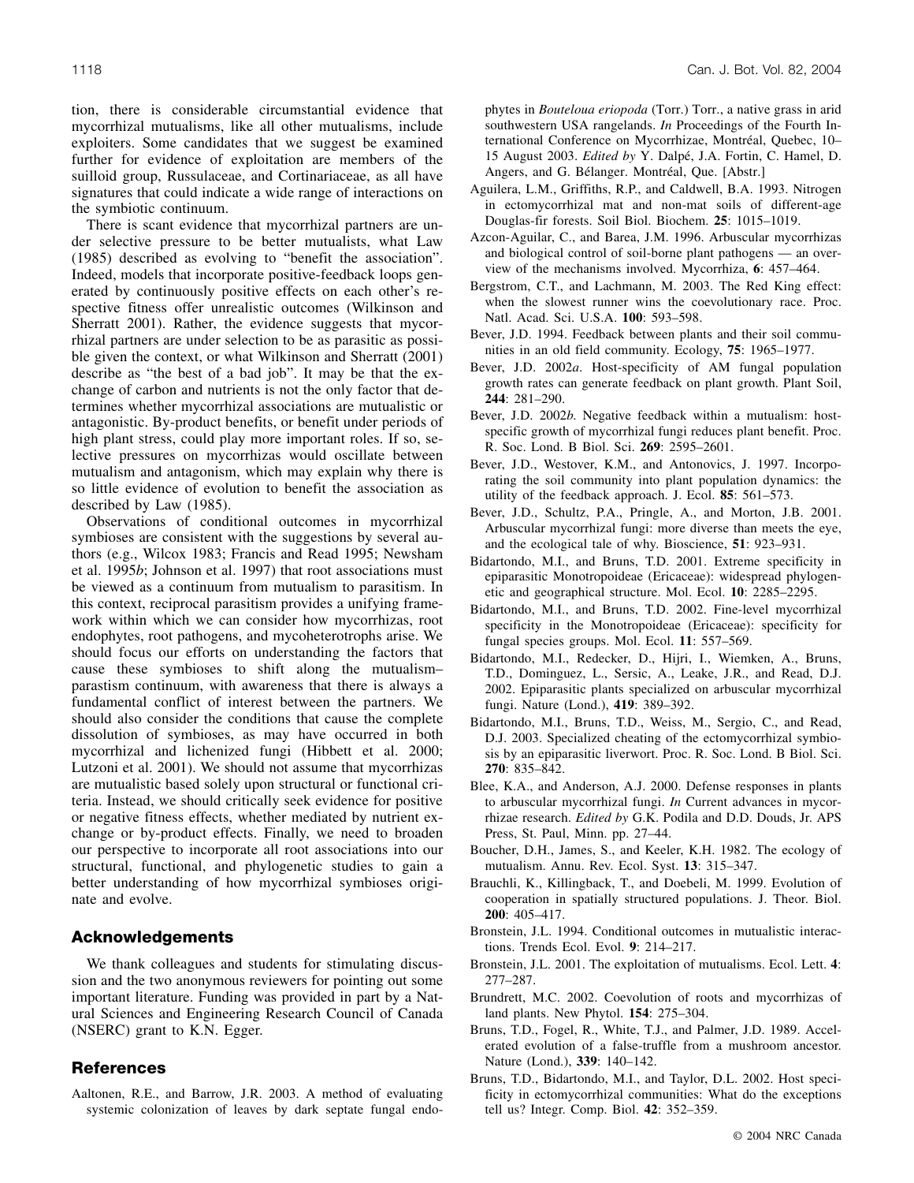tion, there is considerable circumstantial evidence that mycorrhizal mutualisms, like all other mutualisms, include exploiters. Some candidates that we suggest be examined further for evidence of exploitation are members of the suilloid group, Russulaceae, and Cortinariaceae, as all have signatures that could indicate a wide range of interactions on the symbiotic continuum.

There is scant evidence that mycorrhizal partners are under selective pressure to be better mutualists, what Law (1985) described as evolving to "benefit the association". Indeed, models that incorporate positive-feedback loops generated by continuously positive effects on each other's respective fitness offer unrealistic outcomes (Wilkinson and Sherratt 2001). Rather, the evidence suggests that mycorrhizal partners are under selection to be as parasitic as possible given the context, or what Wilkinson and Sherratt (2001) describe as "the best of a bad job". It may be that the exchange of carbon and nutrients is not the only factor that determines whether mycorrhizal associations are mutualistic or antagonistic. By-product benefits, or benefit under periods of high plant stress, could play more important roles. If so, selective pressures on mycorrhizas would oscillate between mutualism and antagonism, which may explain why there is so little evidence of evolution to benefit the association as described by Law (1985).

Observations of conditional outcomes in mycorrhizal symbioses are consistent with the suggestions by several authors (e.g., Wilcox 1983; Francis and Read 1995; Newsham et al. 1995*b*; Johnson et al. 1997) that root associations must be viewed as a continuum from mutualism to parasitism. In this context, reciprocal parasitism provides a unifying framework within which we can consider how mycorrhizas, root endophytes, root pathogens, and mycoheterotrophs arise. We should focus our efforts on understanding the factors that cause these symbioses to shift along the mutualism–parastism continuum, with awareness that there is always a fundamental conflict of interest between the partners. We should also consider the conditions that cause the complete dissolution of symbioses, as may have occurred in both mycorrhizal and lichenized fungi (Hibbett et al. 2000; Lutzoni et al. 2001). We should not assume that mycorrhizas are mutualistic based solely upon structural or functional criteria. Instead, we should critically seek evidence for positive or negative fitness effects, whether mediated by nutrient exchange or by-product effects. Finally, we need to broaden our perspective to incorporate all root associations into our structural, functional, and phylogenetic studies to gain a better understanding of how mycorrhizal symbioses originate and evolve.

## Acknowledgements

We thank colleagues and students for stimulating discussion and the two anonymous reviewers for pointing out some important literature. Funding was provided in part by a Natural Sciences and Engineering Research Council of Canada (NSERC) grant to K.N. Egger.

## References

Aaltonen, R.E., and Barrow, J.R. 2003. A method of evaluating systemic colonization of leaves by dark septate fungal endophytes in *Bouteloua eriopoda* (Torr.) Torr., a native grass in arid southwestern USA rangelands. *In* Proceedings of the Fourth International Conference on Mycorrhizae, Montréal, Quebec, 10–15 August 2003. *Edited by* Y. Dalpé, J.A. Fortin, C. Hamel, D. Angers, and G. Bélanger. Montréal, Que. [Abstr.]

Aguilera, L.M., Griffiths, R.P., and Caldwell, B.A. 1993. Nitrogen in ectomycorrhizal mat and non-mat soils of different-age Douglas-fir forests. Soil Biol. Biochem. **25**: 1015–1019.

Azcon-Aguilar, C., and Barea, J.M. 1996. Arbuscular mycorrhizas and biological control of soil-borne plant pathogens — an overview of the mechanisms involved. Mycorrhiza, **6**: 457–464.

Bergstrom, C.T., and Lachmann, M. 2003. The Red King effect: when the slowest runner wins the coevolutionary race. Proc. Natl. Acad. Sci. U.S.A. **100**: 593–598.

Bever, J.D. 1994. Feedback between plants and their soil communities in an old field community. Ecology, **75**: 1965–1977.

Bever, J.D. 2002*a*. Host-specificity of AM fungal population growth rates can generate feedback on plant growth. Plant Soil, **244**: 281–290.

Bever, J.D. 2002*b*. Negative feedback within a mutualism: host-specific growth of mycorrhizal fungi reduces plant benefit. Proc. R. Soc. Lond. B Biol. Sci. **269**: 2595–2601.

Bever, J.D., Westover, K.M., and Antonovics, J. 1997. Incorporating the soil community into plant population dynamics: the utility of the feedback approach. J. Ecol. **85**: 561–573.

Bever, J.D., Schultz, P.A., Pringle, A., and Morton, J.B. 2001. Arbuscular mycorrhizal fungi: more diverse than meets the eye, and the ecological tale of why. Bioscience, **51**: 923–931.

Bidartondo, M.I., and Bruns, T.D. 2001. Extreme specificity in epiparasitic Monotropoideae (Ericaceae): widespread phylogenetic and geographical structure. Mol. Ecol. **10**: 2285–2295.

Bidartondo, M.I., and Bruns, T.D. 2002. Fine-level mycorrhizal specificity in the Monotropoideae (Ericaceae): specificity for fungal species groups. Mol. Ecol. **11**: 557–569.

Bidartondo, M.I., Redecker, D., Hijri, I., Wiemken, A., Bruns, T.D., Dominguez, L., Sersic, A., Leake, J.R., and Read, D.J. 2002. Epiparasitic plants specialized on arbuscular mycorrhizal fungi. Nature (Lond.), **419**: 389–392.

Bidartondo, M.I., Bruns, T.D., Weiss, M., Sergio, C., and Read, D.J. 2003. Specialized cheating of the ectomycorrhizal symbiosis by an epiparasitic liverwort. Proc. R. Soc. Lond. B Biol. Sci. **270**: 835–842.

Blee, K.A., and Anderson, A.J. 2000. Defense responses in plants to arbuscular mycorrhizal fungi. *In* Current advances in mycorrhizae research. *Edited by* G.K. Podila and D.D. Douds, Jr. APS Press, St. Paul, Minn. pp. 27–44.

Boucher, D.H., James, S., and Keeler, K.H. 1982. The ecology of mutualism. Annu. Rev. Ecol. Syst. **13**: 315–347.

Brauchli, K., Killingback, T., and Doebeli, M. 1999. Evolution of cooperation in spatially structured populations. J. Theor. Biol. **200**: 405–417.

Bronstein, J.L. 1994. Conditional outcomes in mutualistic interactions. Trends Ecol. Evol. **9**: 214–217.

Bronstein, J.L. 2001. The exploitation of mutualisms. Ecol. Lett. **4**: 277–287.

Brundrett, M.C. 2002. Coevolution of roots and mycorrhizas of land plants. New Phytol. **154**: 275–304.

Bruns, T.D., Fogel, R., White, T.J., and Palmer, J.D. 1989. Accelerated evolution of a false-truffle from a mushroom ancestor. Nature (Lond.), **339**: 140–142.

Bruns, T.D., Bidartondo, M.I., and Taylor, D.L. 2002. Host specificity in ectomycorrhizal communities: What do the exceptions tell us? Integr. Comp. Biol. **42**: 352–359.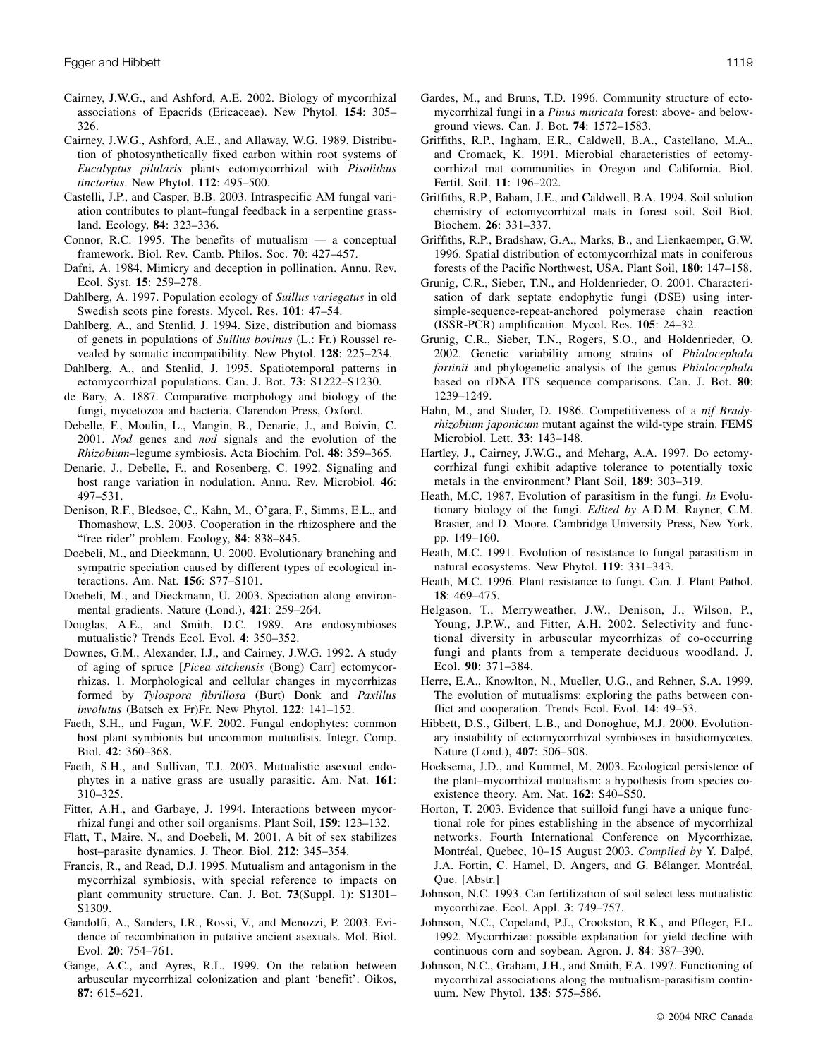Cairney, J.W.G., and Ashford, A.E. 2002. Biology of mycorrhizal associations of Epacrids (Ericaceae). New Phytol. **154**: 305–326.

Cairney, J.W.G., Ashford, A.E., and Allaway, W.G. 1989. Distribution of photosynthetically fixed carbon within root systems of *Eucalyptus pilularis* plants ectomycorrhizal with *Pisolithus tinctorius*. New Phytol. **112**: 495–500.

Castelli, J.P., and Casper, B.B. 2003. Intraspecific AM fungal variation contributes to plant–fungal feedback in a serpentine grassland. Ecology, **84**: 323–336.

Connor, R.C. 1995. The benefits of mutualism — a conceptual framework. Biol. Rev. Camb. Philos. Soc. **70**: 427–457.

Dafni, A. 1984. Mimicry and deception in pollination. Annu. Rev. Ecol. Syst. **15**: 259–278.

Dahlberg, A. 1997. Population ecology of *Suillus variegatus* in old Swedish scots pine forests. Mycol. Res. **101**: 47–54.

Dahlberg, A., and Stenlid, J. 1994. Size, distribution and biomass of genets in populations of *Suillus bovinus* (L.: Fr.) Roussel revealed by somatic incompatibility. New Phytol. **128**: 225–234.

Dahlberg, A., and Stenlid, J. 1995. Spatiotemporal patterns in ectomycorrhizal populations. Can. J. Bot. **73**: S1222–S1230.

de Bary, A. 1887. Comparative morphology and biology of the fungi, mycetozoa and bacteria. Clarendon Press, Oxford.

Debelle, F., Moulin, L., Mangin, B., Denarie, J., and Boivin, C. 2001. *Nod* genes and *nod* signals and the evolution of the *Rhizobium*–legume symbiosis. Acta Biochim. Pol. **48**: 359–365.

Denarie, J., Debelle, F., and Rosenberg, C. 1992. Signaling and host range variation in nodulation. Annu. Rev. Microbiol. **46**: 497–531.

Denison, R.F., Bledsoe, C., Kahn, M., O'gara, F., Simms, E.L., and Thomashow, L.S. 2003. Cooperation in the rhizosphere and the "free rider" problem. Ecology, **84**: 838–845.

Doebeli, M., and Dieckmann, U. 2000. Evolutionary branching and sympatric speciation caused by different types of ecological interactions. Am. Nat. **156**: S77–S101.

Doebeli, M., and Dieckmann, U. 2003. Speciation along environmental gradients. Nature (Lond.), **421**: 259–264.

Douglas, A.E., and Smith, D.C. 1989. Are endosymbioses mutualistic? Trends Ecol. Evol. **4**: 350–352.

Downes, G.M., Alexander, I.J., and Cairney, J.W.G. 1992. A study of aging of spruce [*Picea sitchensis* (Bong) Carr] ectomycorrhizas. 1. Morphological and cellular changes in mycorrhizas formed by *Tylospora fibrillosa* (Burt) Donk and *Paxillus involutus* (Batsch ex Fr)Fr. New Phytol. **122**: 141–152.

Faeth, S.H., and Fagan, W.F. 2002. Fungal endophytes: common host plant symbionts but uncommon mutualists. Integr. Comp. Biol. **42**: 360–368.

Faeth, S.H., and Sullivan, T.J. 2003. Mutualistic asexual endophytes in a native grass are usually parasitic. Am. Nat. **161**: 310–325.

Fitter, A.H., and Garbaye, J. 1994. Interactions between mycorrhizal fungi and other soil organisms. Plant Soil, **159**: 123–132.

Flatt, T., Maire, N., and Doebeli, M. 2001. A bit of sex stabilizes host–parasite dynamics. J. Theor. Biol. **212**: 345–354.

Francis, R., and Read, D.J. 1995. Mutualism and antagonism in the mycorrhizal symbiosis, with special reference to impacts on plant community structure. Can. J. Bot. **73**(Suppl. 1): S1301–S1309.

Gandolfi, A., Sanders, I.R., Rossi, V., and Menozzi, P. 2003. Evidence of recombination in putative ancient asexuals. Mol. Biol. Evol. **20**: 754–761.

Gange, A.C., and Ayres, R.L. 1999. On the relation between arbuscular mycorrhizal colonization and plant 'benefit'. Oikos, **87**: 615–621.

Gardes, M., and Bruns, T.D. 1996. Community structure of ectomycorrhizal fungi in a *Pinus muricata* forest: above- and below-ground views. Can. J. Bot. **74**: 1572–1583.

Griffiths, R.P., Ingham, E.R., Caldwell, B.A., Castellano, M.A., and Cromack, K. 1991. Microbial characteristics of ectomycorrhizal mat communities in Oregon and California. Biol. Fertil. Soil. **11**: 196–202.

Griffiths, R.P., Baham, J.E., and Caldwell, B.A. 1994. Soil solution chemistry of ectomycorrhizal mats in forest soil. Soil Biol. Biochem. **26**: 331–337.

Griffiths, R.P., Bradshaw, G.A., Marks, B., and Lienkaemper, G.W. 1996. Spatial distribution of ectomycorrhizal mats in coniferous forests of the Pacific Northwest, USA. Plant Soil, **180**: 147–158.

Grunig, C.R., Sieber, T.N., and Holdenrieder, O. 2001. Characterisation of dark septate endophytic fungi (DSE) using inter-simple-sequence-repeat-anchored polymerase chain reaction (ISSR-PCR) amplification. Mycol. Res. **105**: 24–32.

Grunig, C.R., Sieber, T.N., Rogers, S.O., and Holdenrieder, O. 2002. Genetic variability among strains of *Phialocephala fortinii* and phylogenetic analysis of the genus *Phialocephala* based on rDNA ITS sequence comparisons. Can. J. Bot. **80**: 1239–1249.

Hahn, M., and Studer, D. 1986. Competitiveness of a *nif Bradyrhizobium japonicum* mutant against the wild-type strain. FEMS Microbiol. Lett. **33**: 143–148.

Hartley, J., Cairney, J.W.G., and Meharg, A.A. 1997. Do ectomycorrhizal fungi exhibit adaptive tolerance to potentially toxic metals in the environment? Plant Soil, **189**: 303–319.

Heath, M.C. 1987. Evolution of parasitism in the fungi. *In* Evolutionary biology of the fungi. *Edited by* A.D.M. Rayner, C.M. Brasier, and D. Moore. Cambridge University Press, New York. pp. 149–160.

Heath, M.C. 1991. Evolution of resistance to fungal parasitism in natural ecosystems. New Phytol. **119**: 331–343.

Heath, M.C. 1996. Plant resistance to fungi. Can. J. Plant Pathol. **18**: 469–475.

Helgason, T., Merryweather, J.W., Denison, J., Wilson, P., Young, J.P.W., and Fitter, A.H. 2002. Selectivity and functional diversity in arbuscular mycorrhizas of co-occurring fungi and plants from a temperate deciduous woodland. J. Ecol. **90**: 371–384.

Herre, E.A., Knowlton, N., Mueller, U.G., and Rehner, S.A. 1999. The evolution of mutualisms: exploring the paths between conflict and cooperation. Trends Ecol. Evol. **14**: 49–53.

Hibbett, D.S., Gilbert, L.B., and Donoghue, M.J. 2000. Evolutionary instability of ectomycorrhizal symbioses in basidiomycetes. Nature (Lond.), **407**: 506–508.

Hoeksema, J.D., and Kummel, M. 2003. Ecological persistence of the plant–mycorrhizal mutualism: a hypothesis from species coexistence theory. Am. Nat. **162**: S40–S50.

Horton, T. 2003. Evidence that suilloid fungi have a unique functional role for pines establishing in the absence of mycorrhizal networks. Fourth International Conference on Mycorrhizae, Montréal, Quebec, 10–15 August 2003. *Compiled by* Y. Dalpé, J.A. Fortin, C. Hamel, D. Angers, and G. Bélanger. Montréal, Que. [Abstr.]

Johnson, N.C. 1993. Can fertilization of soil select less mutualistic mycorrhizae. Ecol. Appl. **3**: 749–757.

Johnson, N.C., Copeland, P.J., Crookston, R.K., and Pfleger, F.L. 1992. Mycorrhizae: possible explanation for yield decline with continuous corn and soybean. Agron. J. **84**: 387–390.

Johnson, N.C., Graham, J.H., and Smith, F.A. 1997. Functioning of mycorrhizal associations along the mutualism-parasitism continuum. New Phytol. **135**: 575–586.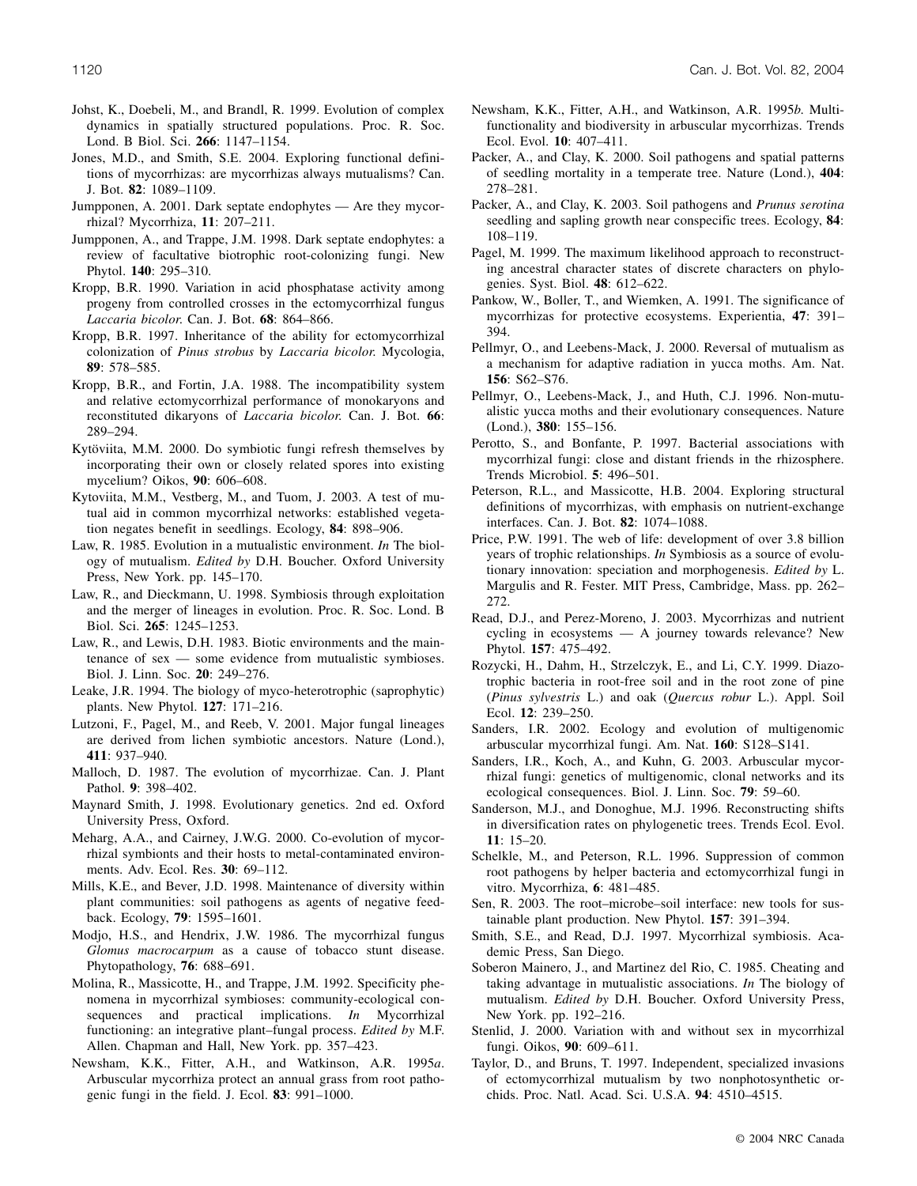Johst, K., Doebeli, M., and Brandl, R. 1999. Evolution of complex dynamics in spatially structured populations. Proc. R. Soc. Lond. B Biol. Sci. **266**: 1147–1154.

Jones, M.D., and Smith, S.E. 2004. Exploring functional definitions of mycorrhizas: are mycorrhizas always mutualisms? Can. J. Bot. **82**: 1089–1109.

Jumpponen, A. 2001. Dark septate endophytes — Are they mycorrhizal? Mycorrhiza, **11**: 207–211.

Jumpponen, A., and Trappe, J.M. 1998. Dark septate endophytes: a review of facultative biotrophic root-colonizing fungi. New Phytol. **140**: 295–310.

Kropp, B.R. 1990. Variation in acid phosphatase activity among progeny from controlled crosses in the ectomycorrhizal fungus *Laccaria bicolor.* Can. J. Bot. **68**: 864–866.

Kropp, B.R. 1997. Inheritance of the ability for ectomycorrhizal colonization of *Pinus strobus* by *Laccaria bicolor.* Mycologia, **89**: 578–585.

Kropp, B.R., and Fortin, J.A. 1988. The incompatibility system and relative ectomycorrhizal performance of monokaryons and reconstituted dikaryons of *Laccaria bicolor.* Can. J. Bot. **66**: 289–294.

Kytöviita, M.M. 2000. Do symbiotic fungi refresh themselves by incorporating their own or closely related spores into existing mycelium? Oikos, **90**: 606–608.

Kytoviita, M.M., Vestberg, M., and Tuom, J. 2003. A test of mutual aid in common mycorrhizal networks: established vegetation negates benefit in seedlings. Ecology, **84**: 898–906.

Law, R. 1985. Evolution in a mutualistic environment. *In* The biology of mutualism. *Edited by* D.H. Boucher. Oxford University Press, New York. pp. 145–170.

Law, R., and Dieckmann, U. 1998. Symbiosis through exploitation and the merger of lineages in evolution. Proc. R. Soc. Lond. B Biol. Sci. **265**: 1245–1253.

Law, R., and Lewis, D.H. 1983. Biotic environments and the maintenance of sex — some evidence from mutualistic symbioses. Biol. J. Linn. Soc. **20**: 249–276.

Leake, J.R. 1994. The biology of myco-heterotrophic (saprophytic) plants. New Phytol. **127**: 171–216.

Lutzoni, F., Pagel, M., and Reeb, V. 2001. Major fungal lineages are derived from lichen symbiotic ancestors. Nature (Lond.), **411**: 937–940.

Malloch, D. 1987. The evolution of mycorrhizae. Can. J. Plant Pathol. **9**: 398–402.

Maynard Smith, J. 1998. Evolutionary genetics. 2nd ed. Oxford University Press, Oxford.

Meharg, A.A., and Cairney, J.W.G. 2000. Co-evolution of mycorrhizal symbionts and their hosts to metal-contaminated environments. Adv. Ecol. Res. **30**: 69–112.

Mills, K.E., and Bever, J.D. 1998. Maintenance of diversity within plant communities: soil pathogens as agents of negative feedback. Ecology, **79**: 1595–1601.

Modjo, H.S., and Hendrix, J.W. 1986. The mycorrhizal fungus *Glomus macrocarpum* as a cause of tobacco stunt disease. Phytopathology, **76**: 688–691.

Molina, R., Massicotte, H., and Trappe, J.M. 1992. Specificity phenomena in mycorrhizal symbioses: community-ecological consequences and practical implications. *In* Mycorrhizal functioning: an integrative plant–fungal process. *Edited by* M.F. Allen. Chapman and Hall, New York. pp. 357–423.

Newsham, K.K., Fitter, A.H., and Watkinson, A.R. 1995*a*. Arbuscular mycorrhiza protect an annual grass from root pathogenic fungi in the field. J. Ecol. **83**: 991–1000.

Newsham, K.K., Fitter, A.H., and Watkinson, A.R. 1995*b*. Multifunctionality and biodiversity in arbuscular mycorrhizas. Trends Ecol. Evol. **10**: 407–411.

Packer, A., and Clay, K. 2000. Soil pathogens and spatial patterns of seedling mortality in a temperate tree. Nature (Lond.), **404**: 278–281.

Packer, A., and Clay, K. 2003. Soil pathogens and *Prunus serotina* seedling and sapling growth near conspecific trees. Ecology, **84**: 108–119.

Pagel, M. 1999. The maximum likelihood approach to reconstructing ancestral character states of discrete characters on phylogenies. Syst. Biol. **48**: 612–622.

Pankow, W., Boller, T., and Wiemken, A. 1991. The significance of mycorrhizas for protective ecosystems. Experientia, **47**: 391–394.

Pellmyr, O., and Leebens-Mack, J. 2000. Reversal of mutualism as a mechanism for adaptive radiation in yucca moths. Am. Nat. **156**: S62–S76.

Pellmyr, O., Leebens-Mack, J., and Huth, C.J. 1996. Non-mutualistic yucca moths and their evolutionary consequences. Nature (Lond.), **380**: 155–156.

Perotto, S., and Bonfante, P. 1997. Bacterial associations with mycorrhizal fungi: close and distant friends in the rhizosphere. Trends Microbiol. **5**: 496–501.

Peterson, R.L., and Massicotte, H.B. 2004. Exploring structural definitions of mycorrhizas, with emphasis on nutrient-exchange interfaces. Can. J. Bot. **82**: 1074–1088.

Price, P.W. 1991. The web of life: development of over 3.8 billion years of trophic relationships. *In* Symbiosis as a source of evolutionary innovation: speciation and morphogenesis. *Edited by* L. Margulis and R. Fester. MIT Press, Cambridge, Mass. pp. 262–272.

Read, D.J., and Perez-Moreno, J. 2003. Mycorrhizas and nutrient cycling in ecosystems — A journey towards relevance? New Phytol. **157**: 475–492.

Rozycki, H., Dahm, H., Strzelczyk, E., and Li, C.Y. 1999. Diazotrophic bacteria in root-free soil and in the root zone of pine (*Pinus sylvestris* L.) and oak (*Quercus robur* L.). Appl. Soil Ecol. **12**: 239–250.

Sanders, I.R. 2002. Ecology and evolution of multigenomic arbuscular mycorrhizal fungi. Am. Nat. **160**: S128–S141.

Sanders, I.R., Koch, A., and Kuhn, G. 2003. Arbuscular mycorrhizal fungi: genetics of multigenomic, clonal networks and its ecological consequences. Biol. J. Linn. Soc. **79**: 59–60.

Sanderson, M.J., and Donoghue, M.J. 1996. Reconstructing shifts in diversification rates on phylogenetic trees. Trends Ecol. Evol. **11**: 15–20.

Schelkle, M., and Peterson, R.L. 1996. Suppression of common root pathogens by helper bacteria and ectomycorrhizal fungi in vitro. Mycorrhiza, **6**: 481–485.

Sen, R. 2003. The root–microbe–soil interface: new tools for sustainable plant production. New Phytol. **157**: 391–394.

Smith, S.E., and Read, D.J. 1997. Mycorrhizal symbiosis. Academic Press, San Diego.

Soberon Mainero, J., and Martinez del Rio, C. 1985. Cheating and taking advantage in mutualistic associations. *In* The biology of mutualism. *Edited by* D.H. Boucher. Oxford University Press, New York. pp. 192–216.

Stenlid, J. 2000. Variation with and without sex in mycorrhizal fungi. Oikos, **90**: 609–611.

Taylor, D., and Bruns, T. 1997. Independent, specialized invasions of ectomycorrhizal mutualism by two nonphotosynthetic orchids. Proc. Natl. Acad. Sci. U.S.A. **94**: 4510–4515.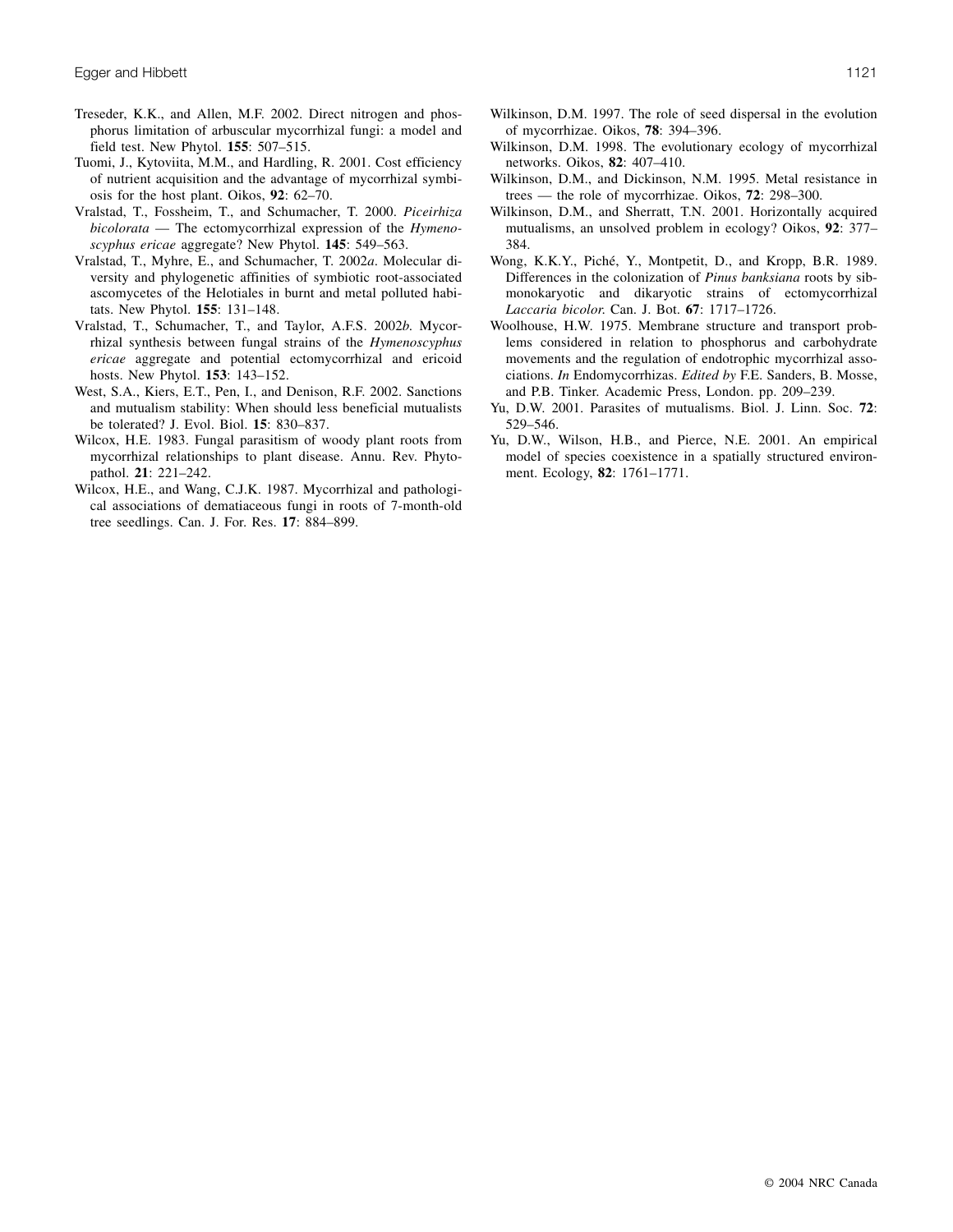Treseder, K.K., and Allen, M.F. 2002. Direct nitrogen and phosphorus limitation of arbuscular mycorrhizal fungi: a model and field test. New Phytol. **155**: 507–515.

Tuomi, J., Kytoviita, M.M., and Hardling, R. 2001. Cost efficiency of nutrient acquisition and the advantage of mycorrhizal symbiosis for the host plant. Oikos, **92**: 62–70.

Vralstad, T., Fossheim, T., and Schumacher, T. 2000. *Piceirhiza bicolorata* — The ectomycorrhizal expression of the *Hymenoscyphus ericae* aggregate? New Phytol. **145**: 549–563.

Vralstad, T., Myhre, E., and Schumacher, T. 2002*a*. Molecular diversity and phylogenetic affinities of symbiotic root-associated ascomycetes of the Helotiales in burnt and metal polluted habitats. New Phytol. **155**: 131–148.

Vralstad, T., Schumacher, T., and Taylor, A.F.S. 2002*b*. Mycorrhizal synthesis between fungal strains of the *Hymenoscyphus ericae* aggregate and potential ectomycorrhizal and ericoid hosts. New Phytol. **153**: 143–152.

West, S.A., Kiers, E.T., Pen, I., and Denison, R.F. 2002. Sanctions and mutualism stability: When should less beneficial mutualists be tolerated? J. Evol. Biol. **15**: 830–837.

Wilcox, H.E. 1983. Fungal parasitism of woody plant roots from mycorrhizal relationships to plant disease. Annu. Rev. Phytopathol. **21**: 221–242.

Wilcox, H.E., and Wang, C.J.K. 1987. Mycorrhizal and pathological associations of dematiaceous fungi in roots of 7-month-old tree seedlings. Can. J. For. Res. **17**: 884–899.

Wilkinson, D.M. 1997. The role of seed dispersal in the evolution of mycorrhizae. Oikos, **78**: 394–396.

Wilkinson, D.M. 1998. The evolutionary ecology of mycorrhizal networks. Oikos, **82**: 407–410.

Wilkinson, D.M., and Dickinson, N.M. 1995. Metal resistance in trees — the role of mycorrhizae. Oikos, **72**: 298–300.

Wilkinson, D.M., and Sherratt, T.N. 2001. Horizontally acquired mutualisms, an unsolved problem in ecology? Oikos, **92**: 377–384.

Wong, K.K.Y., Piché, Y., Montpetit, D., and Kropp, B.R. 1989. Differences in the colonization of *Pinus banksiana* roots by sib-monokaryotic and dikaryotic strains of ectomycorrhizal *Laccaria bicolor.* Can. J. Bot. **67**: 1717–1726.

Woolhouse, H.W. 1975. Membrane structure and transport problems considered in relation to phosphorus and carbohydrate movements and the regulation of endotrophic mycorrhizal associations. *In* Endomycorrhizas. *Edited by* F.E. Sanders, B. Mosse, and P.B. Tinker. Academic Press, London. pp. 209–239.

Yu, D.W. 2001. Parasites of mutualisms. Biol. J. Linn. Soc. **72**: 529–546.

Yu, D.W., Wilson, H.B., and Pierce, N.E. 2001. An empirical model of species coexistence in a spatially structured environment. Ecology, **82**: 1761–1771.